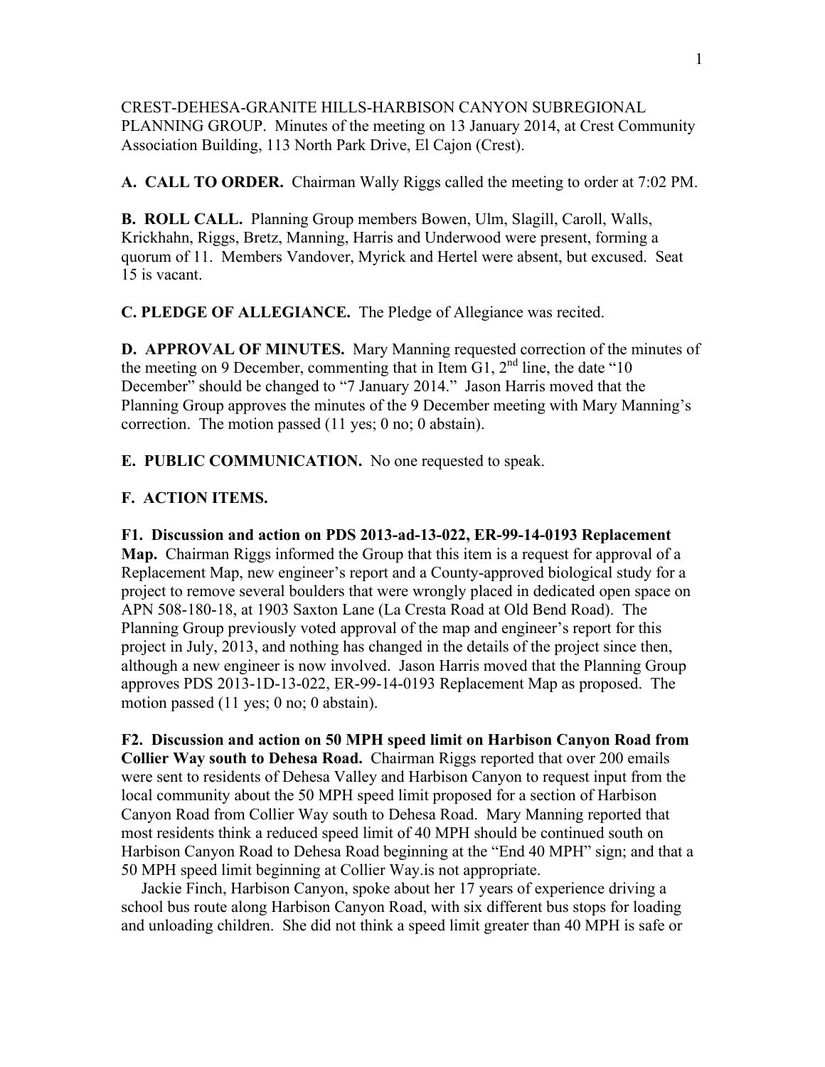CREST-DEHESA-GRANITE HILLS-HARBISON CANYON SUBREGIONAL PLANNING GROUP. Minutes of the meeting on 13 January 2014, at Crest Community Association Building, 113 North Park Drive, El Cajon (Crest).

**A. CALL TO ORDER.** Chairman Wally Riggs called the meeting to order at 7:02 PM.

**B. ROLL CALL.** Planning Group members Bowen, Ulm, Slagill, Caroll, Walls, Krickhahn, Riggs, Bretz, Manning, Harris and Underwood were present, forming a quorum of 11. Members Vandover, Myrick and Hertel were absent, but excused. Seat 15 is vacant.

**C. PLEDGE OF ALLEGIANCE.** The Pledge of Allegiance was recited.

**D. APPROVAL OF MINUTES.** Mary Manning requested correction of the minutes of the meeting on 9 December, commenting that in Item G1, 2nd line, the date "10 December" should be changed to "7 January 2014." Jason Harris moved that the Planning Group approves the minutes of the 9 December meeting with Mary Manning's correction. The motion passed (11 yes; 0 no; 0 abstain).

**E. PUBLIC COMMUNICATION.** No one requested to speak.

**F. ACTION ITEMS.**

**F1. Discussion and action on PDS 2013-ad-13-022, ER-99-14-0193 Replacement Map.** Chairman Riggs informed the Group that this item is a request for approval of a Replacement Map, new engineer's report and a County-approved biological study for a project to remove several boulders that were wrongly placed in dedicated open space on APN 508-180-18, at 1903 Saxton Lane (La Cresta Road at Old Bend Road). The Planning Group previously voted approval of the map and engineer's report for this project in July, 2013, and nothing has changed in the details of the project since then, although a new engineer is now involved. Jason Harris moved that the Planning Group approves PDS 2013-1D-13-022, ER-99-14-0193 Replacement Map as proposed. The motion passed (11 yes; 0 no; 0 abstain).

**F2. Discussion and action on 50 MPH speed limit on Harbison Canyon Road from Collier Way south to Dehesa Road.** Chairman Riggs reported that over 200 emails were sent to residents of Dehesa Valley and Harbison Canyon to request input from the local community about the 50 MPH speed limit proposed for a section of Harbison Canyon Road from Collier Way south to Dehesa Road. Mary Manning reported that most residents think a reduced speed limit of 40 MPH should be continued south on Harbison Canyon Road to Dehesa Road beginning at the "End 40 MPH" sign; and that a 50 MPH speed limit beginning at Collier Way.is not appropriate.

Jackie Finch, Harbison Canyon, spoke about her 17 years of experience driving a school bus route along Harbison Canyon Road, with six different bus stops for loading and unloading children. She did not think a speed limit greater than 40 MPH is safe or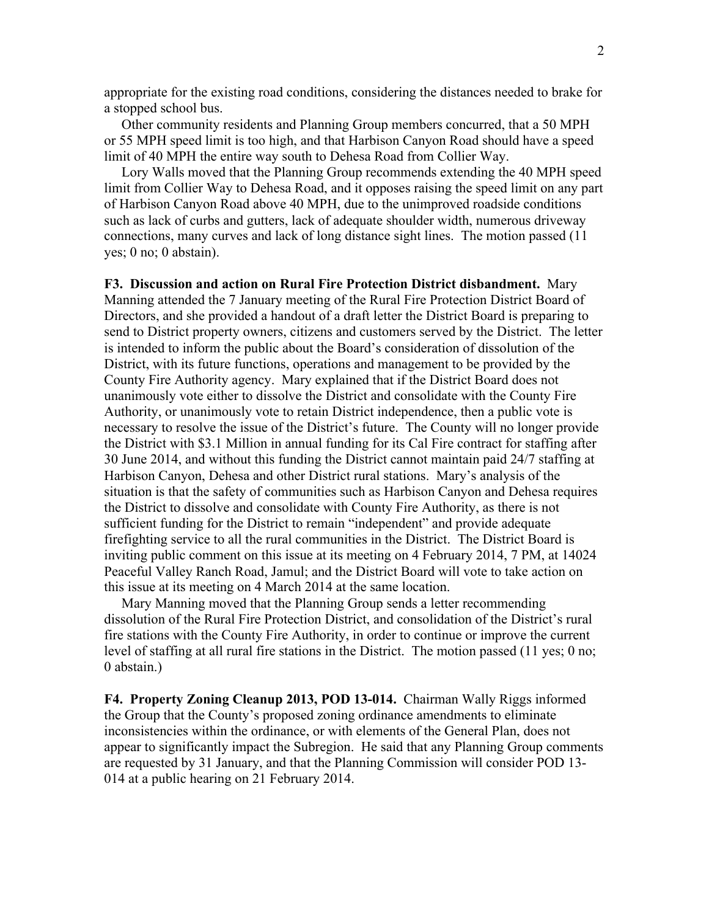appropriate for the existing road conditions, considering the distances needed to brake for a stopped school bus.

Other community residents and Planning Group members concurred, that a 50 MPH or 55 MPH speed limit is too high, and that Harbison Canyon Road should have a speed limit of 40 MPH the entire way south to Dehesa Road from Collier Way.

Lory Walls moved that the Planning Group recommends extending the 40 MPH speed limit from Collier Way to Dehesa Road, and it opposes raising the speed limit on any part of Harbison Canyon Road above 40 MPH, due to the unimproved roadside conditions such as lack of curbs and gutters, lack of adequate shoulder width, numerous driveway connections, many curves and lack of long distance sight lines. The motion passed (11 yes; 0 no; 0 abstain).

**F3. Discussion and action on Rural Fire Protection District disbandment.** Mary Manning attended the 7 January meeting of the Rural Fire Protection District Board of Directors, and she provided a handout of a draft letter the District Board is preparing to send to District property owners, citizens and customers served by the District. The letter is intended to inform the public about the Board's consideration of dissolution of the District, with its future functions, operations and management to be provided by the County Fire Authority agency. Mary explained that if the District Board does not unanimously vote either to dissolve the District and consolidate with the County Fire Authority, or unanimously vote to retain District independence, then a public vote is necessary to resolve the issue of the District's future. The County will no longer provide the District with $3.1 Million in annual funding for its Cal Fire contract for staffing after 30 June 2014, and without this funding the District cannot maintain paid 24/7 staffing at Harbison Canyon, Dehesa and other District rural stations. Mary's analysis of the situation is that the safety of communities such as Harbison Canyon and Dehesa requires the District to dissolve and consolidate with County Fire Authority, as there is not sufficient funding for the District to remain "independent" and provide adequate firefighting service to all the rural communities in the District. The District Board is inviting public comment on this issue at its meeting on 4 February 2014, 7 PM, at 14024 Peaceful Valley Ranch Road, Jamul; and the District Board will vote to take action on this issue at its meeting on 4 March 2014 at the same location.

Mary Manning moved that the Planning Group sends a letter recommending dissolution of the Rural Fire Protection District, and consolidation of the District's rural fire stations with the County Fire Authority, in order to continue or improve the current level of staffing at all rural fire stations in the District. The motion passed (11 yes; 0 no; 0 abstain.)

**F4. Property Zoning Cleanup 2013, POD 13-014.** Chairman Wally Riggs informed the Group that the County's proposed zoning ordinance amendments to eliminate inconsistencies within the ordinance, or with elements of the General Plan, does not appear to significantly impact the Subregion. He said that any Planning Group comments are requested by 31 January, and that the Planning Commission will consider POD 13-014 at a public hearing on 21 February 2014.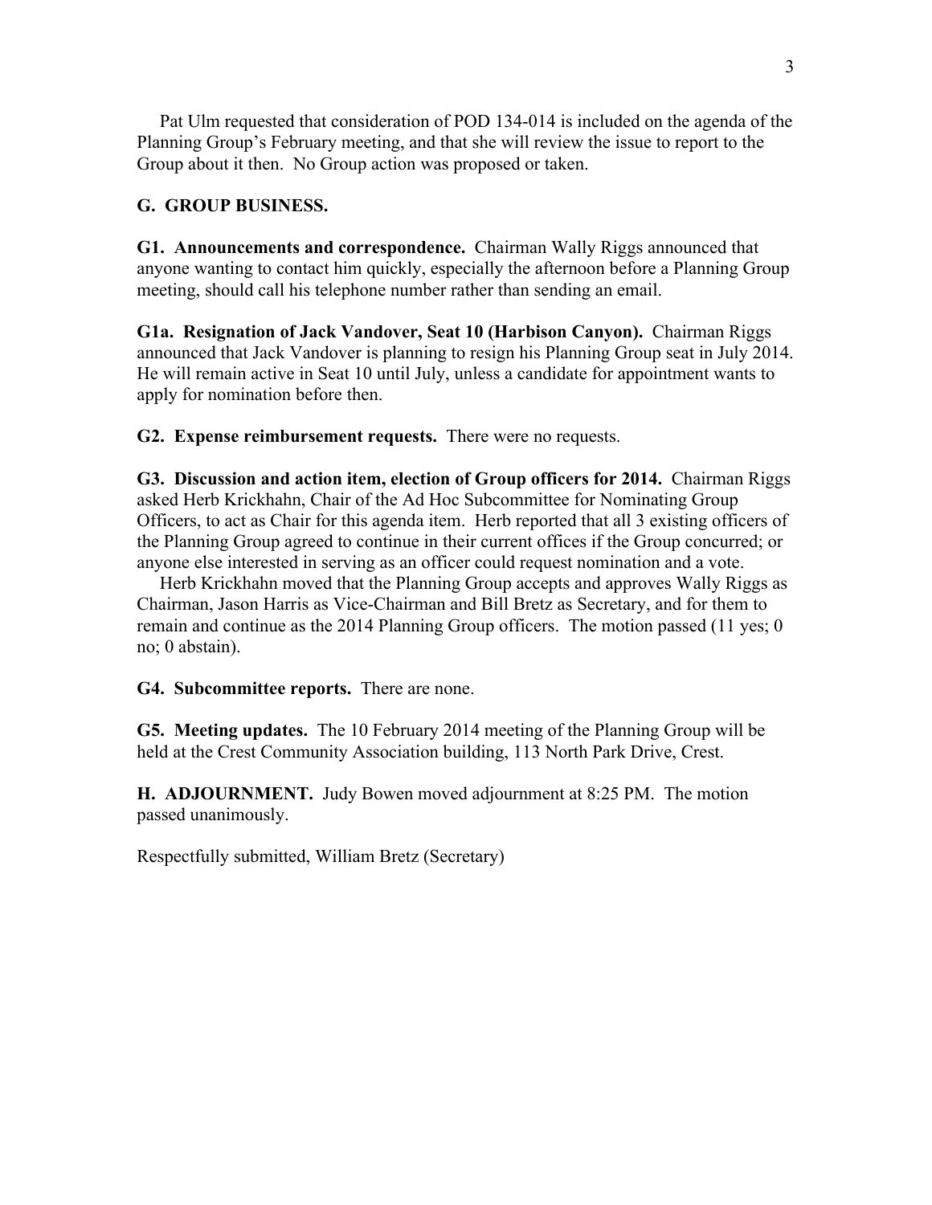Pat Ulm requested that consideration of POD 134-014 is included on the agenda of the Planning Group's February meeting, and that she will review the issue to report to the Group about it then. No Group action was proposed or taken.

**G. GROUP BUSINESS.**

**G1. Announcements and correspondence.** Chairman Wally Riggs announced that anyone wanting to contact him quickly, especially the afternoon before a Planning Group meeting, should call his telephone number rather than sending an email.

**G1a. Resignation of Jack Vandover, Seat 10 (Harbison Canyon).** Chairman Riggs announced that Jack Vandover is planning to resign his Planning Group seat in July 2014. He will remain active in Seat 10 until July, unless a candidate for appointment wants to apply for nomination before then.

**G2. Expense reimbursement requests.** There were no requests.

**G3. Discussion and action item, election of Group officers for 2014.** Chairman Riggs asked Herb Krickhahn, Chair of the Ad Hoc Subcommittee for Nominating Group Officers, to act as Chair for this agenda item. Herb reported that all 3 existing officers of the Planning Group agreed to continue in their current offices if the Group concurred; or anyone else interested in serving as an officer could request nomination and a vote.

Herb Krickhahn moved that the Planning Group accepts and approves Wally Riggs as Chairman, Jason Harris as Vice-Chairman and Bill Bretz as Secretary, and for them to remain and continue as the 2014 Planning Group officers. The motion passed (11 yes; 0 no; 0 abstain).

**G4. Subcommittee reports.** There are none.

**G5. Meeting updates.** The 10 February 2014 meeting of the Planning Group will be held at the Crest Community Association building, 113 North Park Drive, Crest.

**H. ADJOURNMENT.** Judy Bowen moved adjournment at 8:25 PM. The motion passed unanimously.

Respectfully submitted, William Bretz (Secretary)